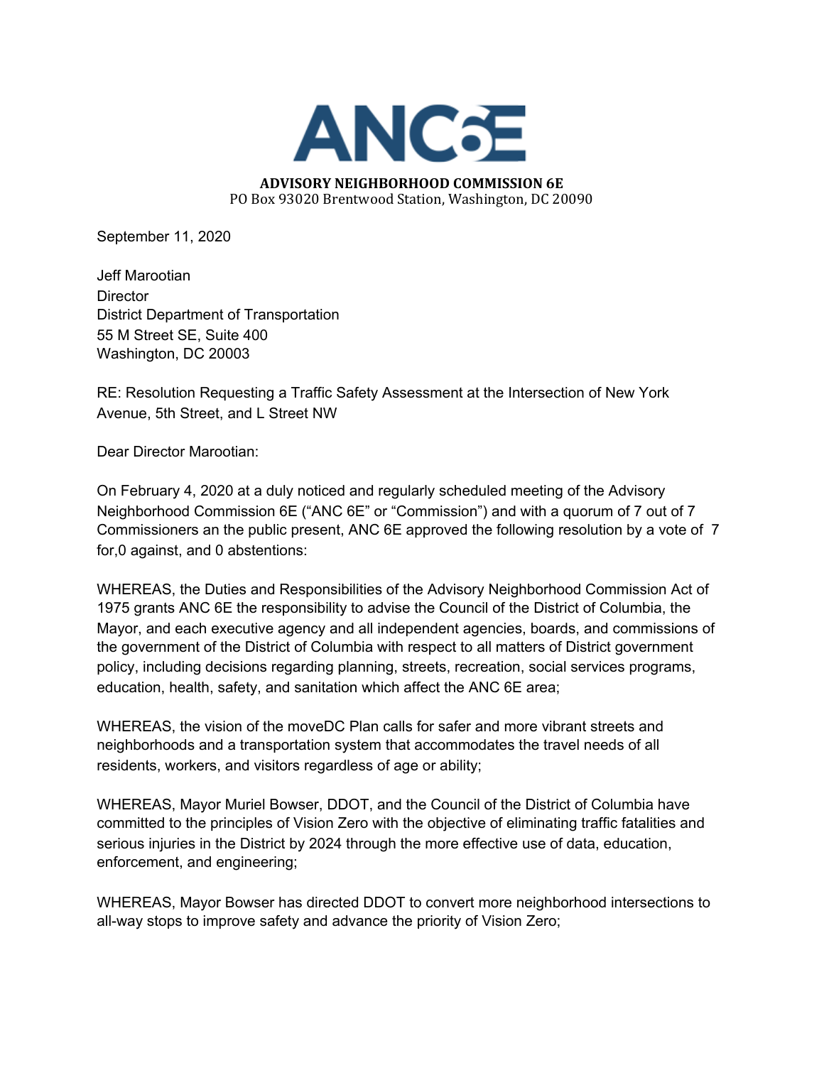# ANC6E

**ADVISORY NEIGHBORHOOD COMMISSION 6E**
PO Box 93020 Brentwood Station, Washington, DC 20090

September 11, 2020

Jeff Marootian
Director
District Department of Transportation
55 M Street SE, Suite 400
Washington, DC 20003

RE: Resolution Requesting a Traffic Safety Assessment at the Intersection of New York Avenue, 5th Street, and L Street NW

Dear Director Marootian:

On February 4, 2020 at a duly noticed and regularly scheduled meeting of the Advisory Neighborhood Commission 6E ("ANC 6E" or "Commission") and with a quorum of 7 out of 7 Commissioners an the public present, ANC 6E approved the following resolution by a vote of 7 for,0 against, and 0 abstentions:

WHEREAS, the Duties and Responsibilities of the Advisory Neighborhood Commission Act of 1975 grants ANC 6E the responsibility to advise the Council of the District of Columbia, the Mayor, and each executive agency and all independent agencies, boards, and commissions of the government of the District of Columbia with respect to all matters of District government policy, including decisions regarding planning, streets, recreation, social services programs, education, health, safety, and sanitation which affect the ANC 6E area;

WHEREAS, the vision of the moveDC Plan calls for safer and more vibrant streets and neighborhoods and a transportation system that accommodates the travel needs of all residents, workers, and visitors regardless of age or ability;

WHEREAS, Mayor Muriel Bowser, DDOT, and the Council of the District of Columbia have committed to the principles of Vision Zero with the objective of eliminating traffic fatalities and serious injuries in the District by 2024 through the more effective use of data, education, enforcement, and engineering;

WHEREAS, Mayor Bowser has directed DDOT to convert more neighborhood intersections to all-way stops to improve safety and advance the priority of Vision Zero;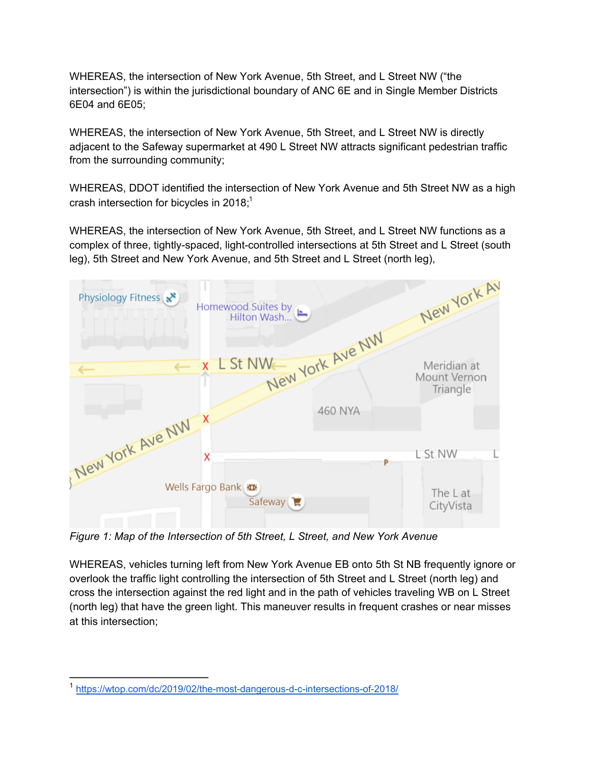WHEREAS, the intersection of New York Avenue, 5th Street, and L Street NW ("the intersection") is within the jurisdictional boundary of ANC 6E and in Single Member Districts 6E04 and 6E05;

WHEREAS, the intersection of New York Avenue, 5th Street, and L Street NW is directly adjacent to the Safeway supermarket at 490 L Street NW attracts significant pedestrian traffic from the surrounding community;

WHEREAS, DDOT identified the intersection of New York Avenue and 5th Street NW as a high crash intersection for bicycles in 2018;[1]

WHEREAS, the intersection of New York Avenue, 5th Street, and L Street NW functions as a complex of three, tightly-spaced, light-controlled intersections at 5th Street and L Street (south leg), 5th Street and New York Avenue, and 5th Street and L Street (north leg),

Physiology Fitness
Homewood Suites by Hilton Wash...
L St NW
New York Ave NW
New York Av
Meridian at Mount Vernon Triangle
460 NYA
New York Ave NW
L St NW
L
P
Wells Fargo Bank
Safeway
The L at CityVista

*Figure 1: Map of the Intersection of 5th Street, L Street, and New York Avenue*

WHEREAS, vehicles turning left from New York Avenue EB onto 5th St NB frequently ignore or overlook the traffic light controlling the intersection of 5th Street and L Street (north leg) and cross the intersection against the red light and in the path of vehicles traveling WB on L Street (north leg) that have the green light. This maneuver results in frequent crashes or near misses at this intersection;

[1] https://wtop.com/dc/2019/02/the-most-dangerous-d-c-intersections-of-2018/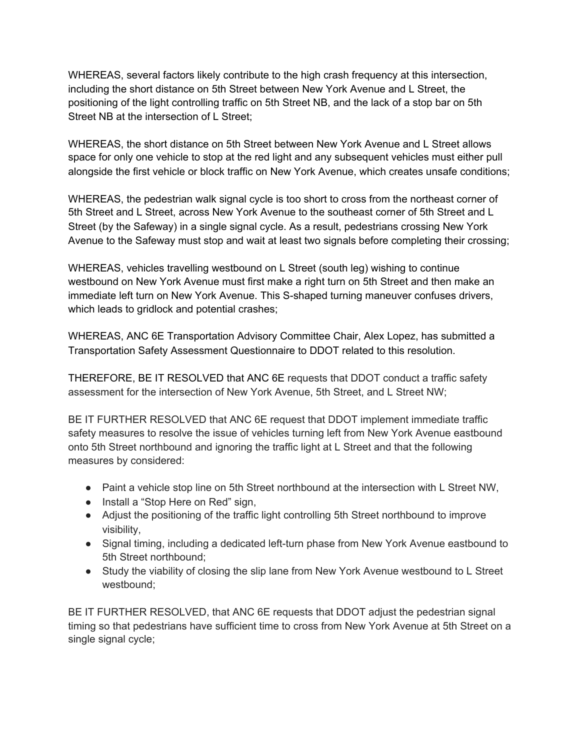WHEREAS, several factors likely contribute to the high crash frequency at this intersection, including the short distance on 5th Street between New York Avenue and L Street, the positioning of the light controlling traffic on 5th Street NB, and the lack of a stop bar on 5th Street NB at the intersection of L Street;

WHEREAS, the short distance on 5th Street between New York Avenue and L Street allows space for only one vehicle to stop at the red light and any subsequent vehicles must either pull alongside the first vehicle or block traffic on New York Avenue, which creates unsafe conditions;

WHEREAS, the pedestrian walk signal cycle is too short to cross from the northeast corner of 5th Street and L Street, across New York Avenue to the southeast corner of 5th Street and L Street (by the Safeway) in a single signal cycle. As a result, pedestrians crossing New York Avenue to the Safeway must stop and wait at least two signals before completing their crossing;

WHEREAS, vehicles travelling westbound on L Street (south leg) wishing to continue westbound on New York Avenue must first make a right turn on 5th Street and then make an immediate left turn on New York Avenue. This S-shaped turning maneuver confuses drivers, which leads to gridlock and potential crashes;

WHEREAS, ANC 6E Transportation Advisory Committee Chair, Alex Lopez, has submitted a Transportation Safety Assessment Questionnaire to DDOT related to this resolution.

THEREFORE, BE IT RESOLVED that ANC 6E requests that DDOT conduct a traffic safety assessment for the intersection of New York Avenue, 5th Street, and L Street NW;

BE IT FURTHER RESOLVED that ANC 6E request that DDOT implement immediate traffic safety measures to resolve the issue of vehicles turning left from New York Avenue eastbound onto 5th Street northbound and ignoring the traffic light at L Street and that the following measures by considered:

- Paint a vehicle stop line on 5th Street northbound at the intersection with L Street NW,
- Install a "Stop Here on Red" sign,
- Adjust the positioning of the traffic light controlling 5th Street northbound to improve visibility,
- Signal timing, including a dedicated left-turn phase from New York Avenue eastbound to 5th Street northbound;
- Study the viability of closing the slip lane from New York Avenue westbound to L Street westbound;

BE IT FURTHER RESOLVED, that ANC 6E requests that DDOT adjust the pedestrian signal timing so that pedestrians have sufficient time to cross from New York Avenue at 5th Street on a single signal cycle;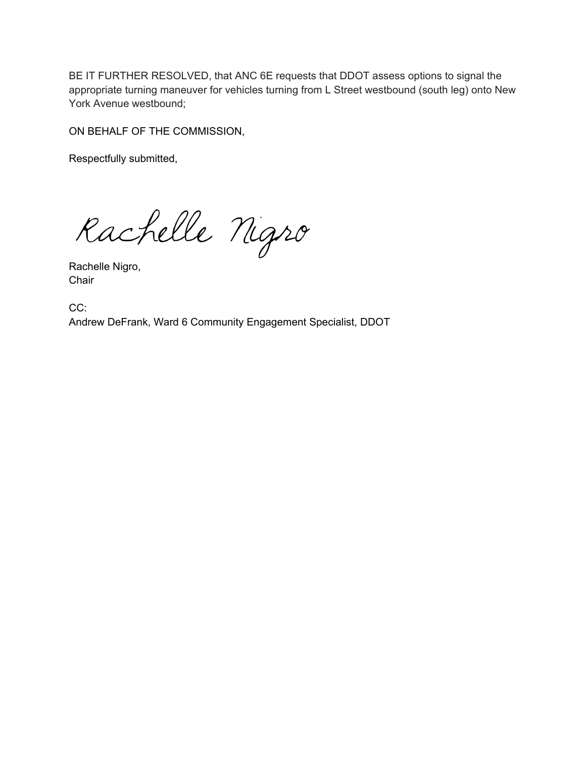BE IT FURTHER RESOLVED, that ANC 6E requests that DDOT assess options to signal the appropriate turning maneuver for vehicles turning from L Street westbound (south leg) onto New York Avenue westbound;

ON BEHALF OF THE COMMISSION,

Respectfully submitted,

Rachelle Nigro

Rachelle Nigro,
Chair

CC:
Andrew DeFrank, Ward 6 Community Engagement Specialist, DDOT